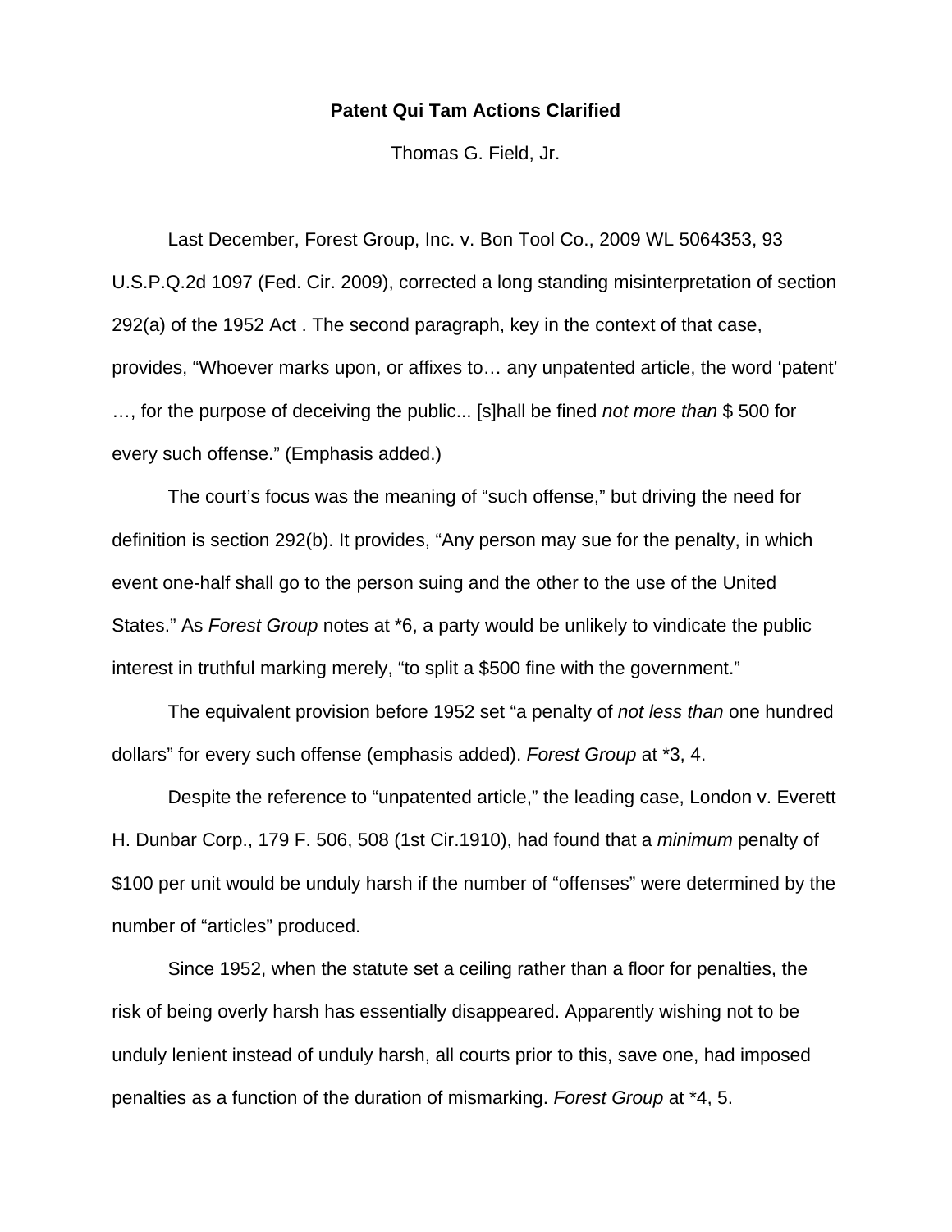# Patent Qui Tam Actions Clarified

Thomas G. Field, Jr.

Last December, Forest Group, Inc. v. Bon Tool Co., 2009 WL 5064353, 93 U.S.P.Q.2d 1097 (Fed. Cir. 2009), corrected a long standing misinterpretation of section 292(a) of the 1952 Act . The second paragraph, key in the context of that case, provides, "Whoever marks upon, or affixes to… any unpatented article, the word 'patent' …, for the purpose of deceiving the public... [s]hall be fined *not more than* $ 500 for every such offense." (Emphasis added.)

The court's focus was the meaning of "such offense," but driving the need for definition is section 292(b). It provides, "Any person may sue for the penalty, in which event one-half shall go to the person suing and the other to the use of the United States." As *Forest Group* notes at *6, a party would be unlikely to vindicate the public interest in truthful marking merely, "to split a $500 fine with the government."

The equivalent provision before 1952 set "a penalty of *not less than* one hundred dollars" for every such offense (emphasis added). *Forest Group* at *3, 4.

Despite the reference to "unpatented article," the leading case, London v. Everett H. Dunbar Corp., 179 F. 506, 508 (1st Cir.1910), had found that a *minimum* penalty of $100 per unit would be unduly harsh if the number of "offenses" were determined by the number of "articles" produced.

Since 1952, when the statute set a ceiling rather than a floor for penalties, the risk of being overly harsh has essentially disappeared. Apparently wishing not to be unduly lenient instead of unduly harsh, all courts prior to this, save one, had imposed penalties as a function of the duration of mismarking. *Forest Group* at *4, 5.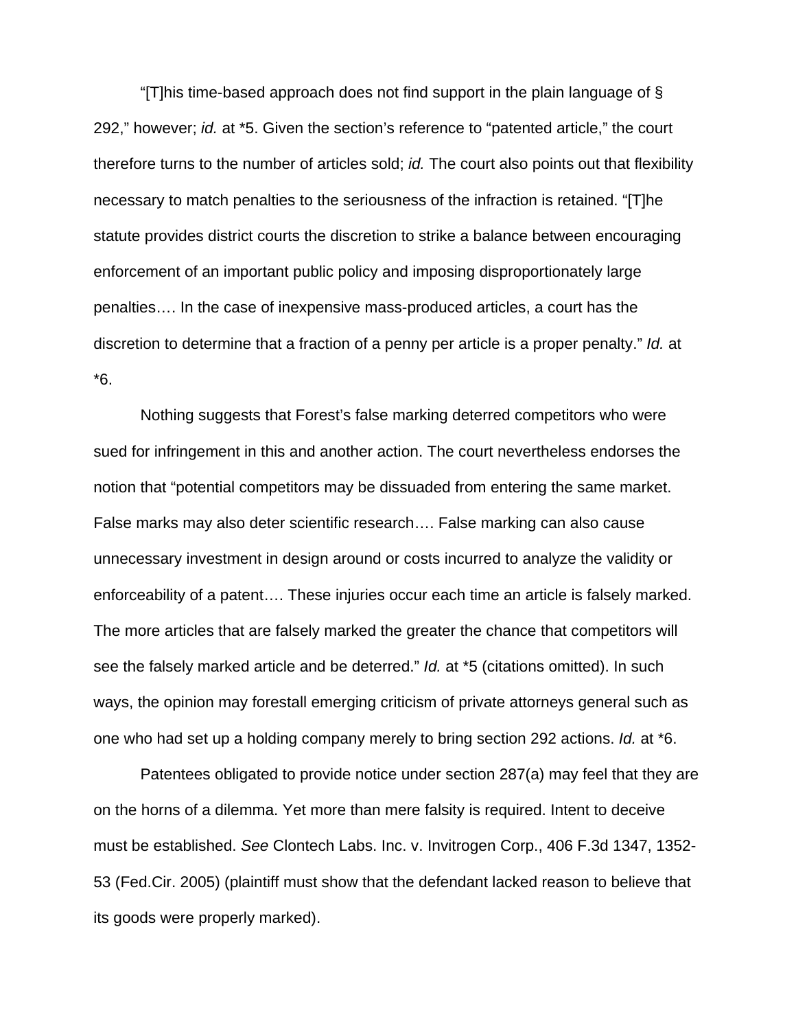"[T]his time-based approach does not find support in the plain language of § 292," however; *id.* at *5. Given the section's reference to "patented article," the court therefore turns to the number of articles sold; *id.* The court also points out that flexibility necessary to match penalties to the seriousness of the infraction is retained. "[T]he statute provides district courts the discretion to strike a balance between encouraging enforcement of an important public policy and imposing disproportionately large penalties…. In the case of inexpensive mass-produced articles, a court has the discretion to determine that a fraction of a penny per article is a proper penalty." *Id.* at *6.

Nothing suggests that Forest's false marking deterred competitors who were sued for infringement in this and another action. The court nevertheless endorses the notion that "potential competitors may be dissuaded from entering the same market. False marks may also deter scientific research…. False marking can also cause unnecessary investment in design around or costs incurred to analyze the validity or enforceability of a patent…. These injuries occur each time an article is falsely marked. The more articles that are falsely marked the greater the chance that competitors will see the falsely marked article and be deterred." *Id.* at *5 (citations omitted). In such ways, the opinion may forestall emerging criticism of private attorneys general such as one who had set up a holding company merely to bring section 292 actions. *Id.* at *6.

Patentees obligated to provide notice under section 287(a) may feel that they are on the horns of a dilemma. Yet more than mere falsity is required. Intent to deceive must be established. *See* Clontech Labs. Inc. v. Invitrogen Corp., 406 F.3d 1347, 1352-53 (Fed.Cir. 2005) (plaintiff must show that the defendant lacked reason to believe that its goods were properly marked).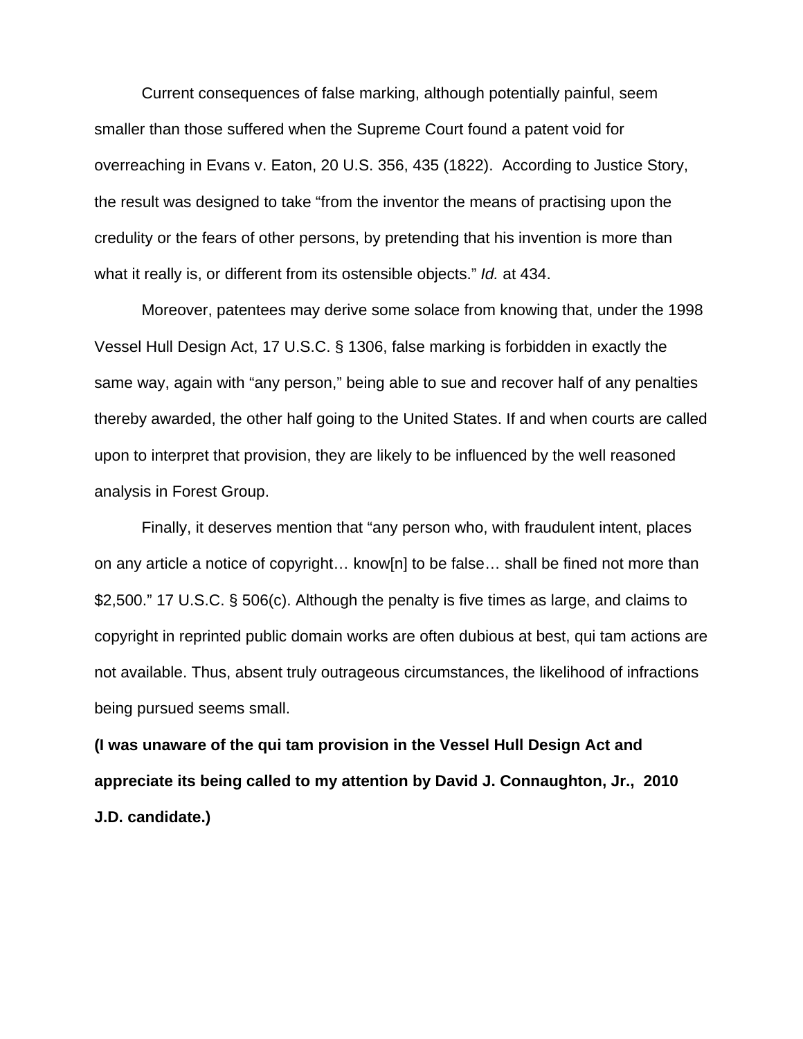Current consequences of false marking, although potentially painful, seem smaller than those suffered when the Supreme Court found a patent void for overreaching in Evans v. Eaton, 20 U.S. 356, 435 (1822). According to Justice Story, the result was designed to take "from the inventor the means of practising upon the credulity or the fears of other persons, by pretending that his invention is more than what it really is, or different from its ostensible objects." *Id.* at 434.

Moreover, patentees may derive some solace from knowing that, under the 1998 Vessel Hull Design Act, 17 U.S.C. § 1306, false marking is forbidden in exactly the same way, again with "any person," being able to sue and recover half of any penalties thereby awarded, the other half going to the United States. If and when courts are called upon to interpret that provision, they are likely to be influenced by the well reasoned analysis in Forest Group.

Finally, it deserves mention that "any person who, with fraudulent intent, places on any article a notice of copyright… know[n] to be false… shall be fined not more than $2,500." 17 U.S.C. § 506(c). Although the penalty is five times as large, and claims to copyright in reprinted public domain works are often dubious at best, qui tam actions are not available. Thus, absent truly outrageous circumstances, the likelihood of infractions being pursued seems small.

**(I was unaware of the qui tam provision in the Vessel Hull Design Act and appreciate its being called to my attention by David J. Connaughton, Jr., 2010 J.D. candidate.)**